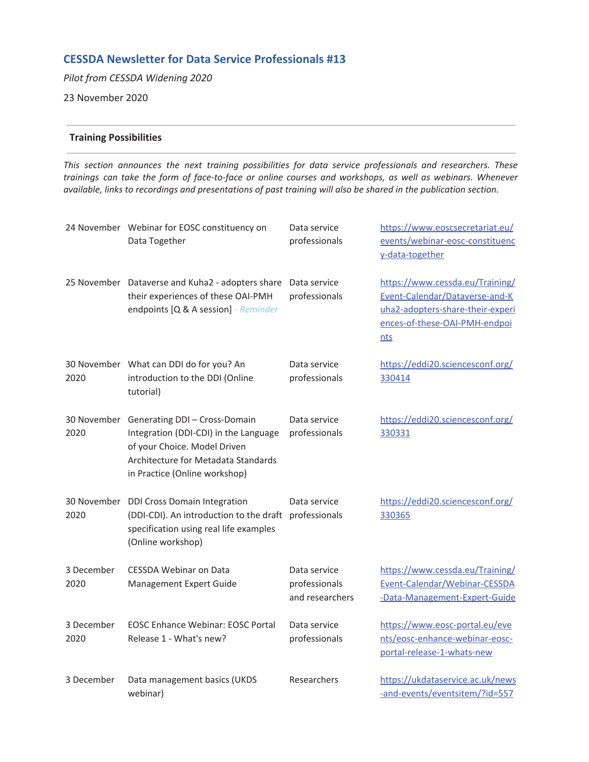# CESSDA Newsletter for Data Service Professionals #13

*Pilot from CESSDA Widening 2020*

23 November 2020

---

## Training Possibilities

---

*This section announces the next training possibilities for data service professionals and researchers. These trainings can take the form of face-to-face or online courses and workshops, as well as webinars. Whenever available, links to recordings and presentations of past training will also be shared in the publication section.*

| | | | |
|---|---|---|---|
| 24 November | Webinar for EOSC constituency on Data Together | Data service professionals | https://www.eoscsecretariat.eu/events/webinar-eosc-constituency-data-together |
| 25 November | Dataverse and Kuha2 - adopters share their experiences of these OAI-PMH endpoints [Q & A session] *- Reminder* | Data service professionals | https://www.cessda.eu/Training/Event-Calendar/Dataverse-and-Kuha2-adopters-share-their-experiences-of-these-OAI-PMH-endpoints |
| 30 November 2020 | What can DDI do for you? An introduction to the DDI (Online tutorial) | Data service professionals | https://eddi20.sciencesconf.org/330414 |
| 30 November 2020 | Generating DDI – Cross-Domain Integration (DDI-CDI) in the Language of your Choice. Model Driven Architecture for Metadata Standards in Practice (Online workshop) | Data service professionals | https://eddi20.sciencesconf.org/330331 |
| 30 November 2020 | DDI Cross Domain Integration (DDI-CDI). An introduction to the draft specification using real life examples (Online workshop) | Data service professionals | https://eddi20.sciencesconf.org/330365 |
| 3 December 2020 | CESSDA Webinar on Data Management Expert Guide | Data service professionals and researchers | https://www.cessda.eu/Training/Event-Calendar/Webinar-CESSDA-Data-Management-Expert-Guide |
| 3 December 2020 | EOSC Enhance Webinar: EOSC Portal Release 1 - What's new? | Data service professionals | https://www.eosc-portal.eu/events/eosc-enhance-webinar-eosc-portal-release-1-whats-new |
| 3 December | Data management basics (UKDS webinar) | Researchers | https://ukdataservice.ac.uk/news-and-events/eventsitem/?id=557 |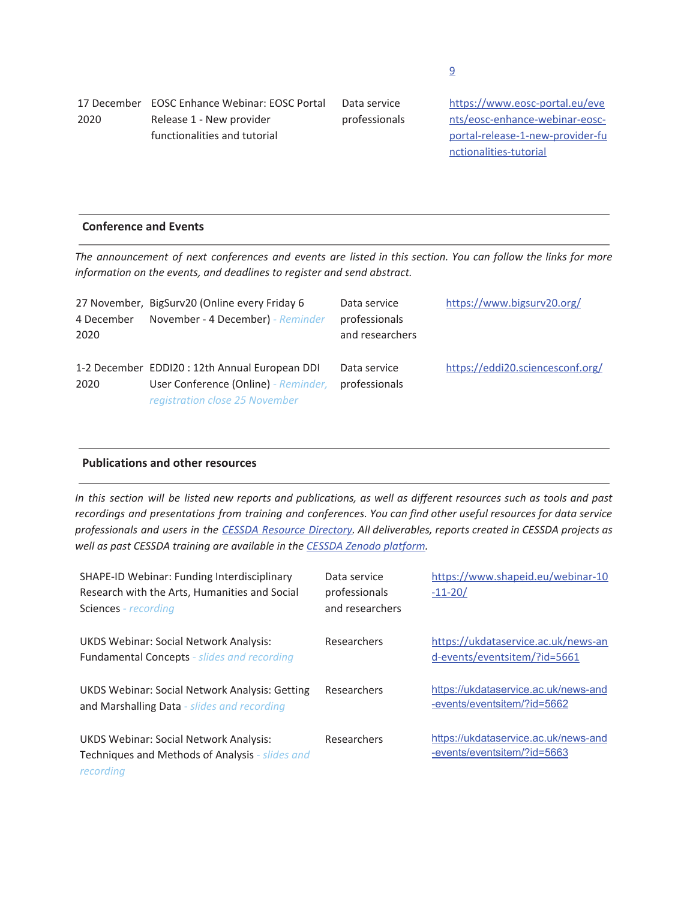[9](9)

| 17 December 2020 | EOSC Enhance Webinar: EOSC Portal Release 1 - New provider functionalities and tutorial | Data service professionals | https://www.eosc-portal.eu/events/eosc-enhance-webinar-eosc-portal-release-1-new-provider-functionalities-tutorial |
|---|---|---|---|

## Conference and Events

*The announcement of next conferences and events are listed in this section. You can follow the links for more information on the events, and deadlines to register and send abstract.*

| | | | |
|---|---|---|---|
| 27 November, 4 December 2020 | BigSurv20 (Online every Friday 6 November - 4 December) *- Reminder* | Data service professionals and researchers | https://www.bigsurv20.org/ |
| 1-2 December 2020 | EDDI20 : 12th Annual European DDI User Conference (Online) *- Reminder, registration close 25 November* | Data service professionals | https://eddi20.sciencesconf.org/ |

## Publications and other resources

*In this section will be listed new reports and publications, as well as different resources such as tools and past recordings and presentations from training and conferences. You can find other useful resources for data service professionals and users in the [CESSDA Resource Directory](). All deliverables, reports created in CESSDA projects as well as past CESSDA training are available in the [CESSDA Zenodo platform]().*

| | | |
|---|---|---|
| SHAPE-ID Webinar: Funding Interdisciplinary Research with the Arts, Humanities and Social Sciences *- recording* | Data service professionals and researchers | https://www.shapeid.eu/webinar-10-11-20/ |
| UKDS Webinar: Social Network Analysis: Fundamental Concepts *- slides and recording* | Researchers | https://ukdataservice.ac.uk/news-and-events/eventsitem/?id=5661 |
| UKDS Webinar: Social Network Analysis: Getting and Marshalling Data *- slides and recording* | Researchers | https://ukdataservice.ac.uk/news-and-events/eventsitem/?id=5662 |
| UKDS Webinar: Social Network Analysis: Techniques and Methods of Analysis *- slides and recording* | Researchers | https://ukdataservice.ac.uk/news-and-events/eventsitem/?id=5663 |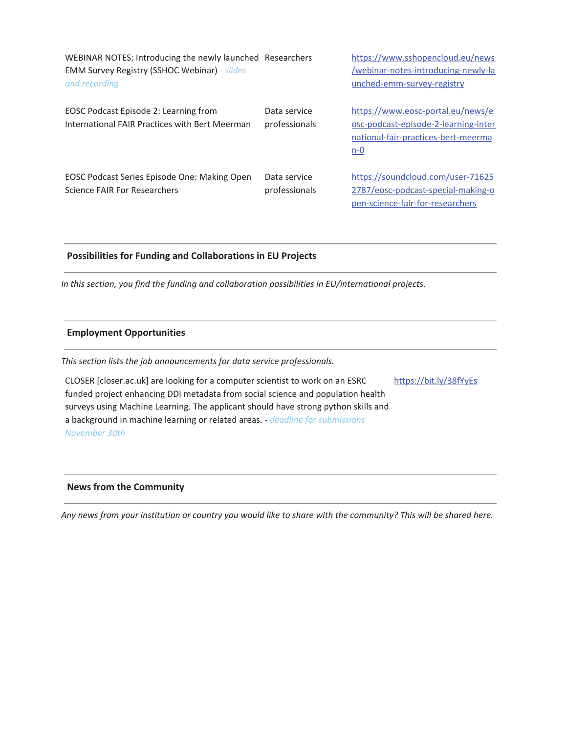| | | |
|---|---|---|
| WEBINAR NOTES: Introducing the newly launched EMM Survey Registry (SSHOC Webinar) *- slides and recording* | Researchers | https://www.sshopencloud.eu/news/webinar-notes-introducing-newly-launched-emm-survey-registry |
| EOSC Podcast Episode 2: Learning from International FAIR Practices with Bert Meerman | Data service professionals | https://www.eosc-portal.eu/news/eosc-podcast-episode-2-learning-international-fair-practices-bert-meerman-0 |
| EOSC Podcast Series Episode One: Making Open Science FAIR For Researchers | Data service professionals | https://soundcloud.com/user-716252787/eosc-podcast-special-making-open-science-fair-for-researchers |

## Possibilities for Funding and Collaborations in EU Projects

*In this section, you find the funding and collaboration possibilities in EU/international projects.*

## Employment Opportunities

*This section lists the job announcements for data service professionals.*

| | |
|---|---|
| CLOSER [closer.ac.uk] are looking for a computer scientist to work on an ESRC funded project enhancing DDI metadata from social science and population health surveys using Machine Learning. The applicant should have strong python skills and a background in machine learning or related areas. - *deadline for submissions November 30th* | https://bit.ly/38fYyEs |

## News from the Community

*Any news from your institution or country you would like to share with the community? This will be shared here.*